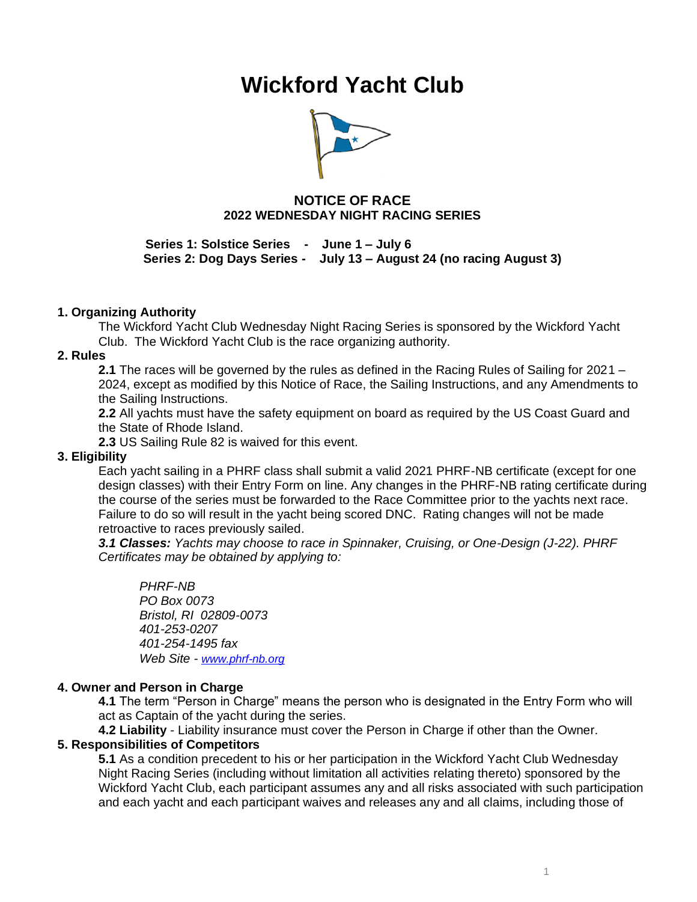# Wickford Yacht Club

**NOTICE OF RACE**
**2022 WEDNESDAY NIGHT RACING SERIES**

**Series 1: Solstice Series - June 1 – July 6**
**Series 2: Dog Days Series - July 13 – August 24 (no racing August 3)**

### 1. Organizing Authority

The Wickford Yacht Club Wednesday Night Racing Series is sponsored by the Wickford Yacht Club. The Wickford Yacht Club is the race organizing authority.

### 2. Rules

**2.1** The races will be governed by the rules as defined in the Racing Rules of Sailing for 2021 – 2024, except as modified by this Notice of Race, the Sailing Instructions, and any Amendments to the Sailing Instructions.

**2.2** All yachts must have the safety equipment on board as required by the US Coast Guard and the State of Rhode Island.

**2.3** US Sailing Rule 82 is waived for this event.

### 3. Eligibility

Each yacht sailing in a PHRF class shall submit a valid 2021 PHRF-NB certificate (except for one design classes) with their Entry Form on line. Any changes in the PHRF-NB rating certificate during the course of the series must be forwarded to the Race Committee prior to the yachts next race. Failure to do so will result in the yacht being scored DNC. Rating changes will not be made retroactive to races previously sailed.

***3.1 Classes:*** *Yachts may choose to race in Spinnaker, Cruising, or One-Design (J-22). PHRF Certificates may be obtained by applying to:*

*PHRF-NB*
*PO Box 0073*
*Bristol, RI 02809-0073*
*401-253-0207*
*401-254-1495 fax*
*Web Site - [www.phrf-nb.org](www.phrf-nb.org)*

### 4. Owner and Person in Charge

**4.1** The term “Person in Charge” means the person who is designated in the Entry Form who will act as Captain of the yacht during the series.

**4.2 Liability** - Liability insurance must cover the Person in Charge if other than the Owner.

### 5. Responsibilities of Competitors

**5.1** As a condition precedent to his or her participation in the Wickford Yacht Club Wednesday Night Racing Series (including without limitation all activities relating thereto) sponsored by the Wickford Yacht Club, each participant assumes any and all risks associated with such participation and each yacht and each participant waives and releases any and all claims, including those of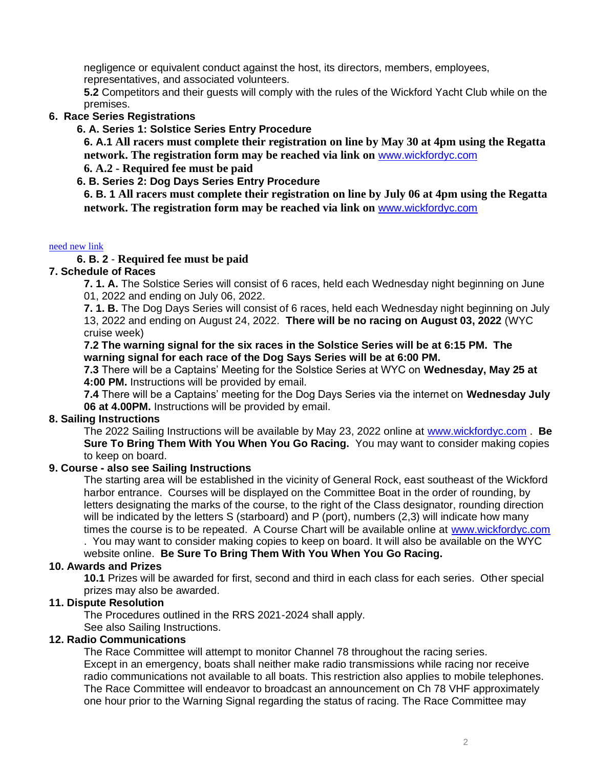negligence or equivalent conduct against the host, its directors, members, employees, representatives, and associated volunteers.

**5.2** Competitors and their guests will comply with the rules of the Wickford Yacht Club while on the premises.

## 6. Race Series Registrations

### 6. A. Series 1: Solstice Series Entry Procedure

**6. A.1 All racers must complete their registration on line by May 30 at 4pm using the Regatta network. The registration form may be reached via link on** www.wickfordyc.com

**6. A.2 - Required fee must be paid**

### 6. B. Series 2: Dog Days Series Entry Procedure

**6. B. 1 All racers must complete their registration on line by July 06 at 4pm using the Regatta network. The registration form may be reached via link on** www.wickfordyc.com

need new link

**6. B. 2 - Required fee must be paid**

## 7. Schedule of Races

**7. 1. A.** The Solstice Series will consist of 6 races, held each Wednesday night beginning on June 01, 2022 and ending on July 06, 2022.

**7. 1. B.** The Dog Days Series will consist of 6 races, held each Wednesday night beginning on July 13, 2022 and ending on August 24, 2022. **There will be no racing on August 03, 2022** (WYC cruise week)

**7.2 The warning signal for the six races in the Solstice Series will be at 6:15 PM. The warning signal for each race of the Dog Says Series will be at 6:00 PM.**

**7.3** There will be a Captains' Meeting for the Solstice Series at WYC on **Wednesday, May 25 at 4:00 PM.** Instructions will be provided by email.

**7.4** There will be a Captains' meeting for the Dog Days Series via the internet on **Wednesday July 06 at 4.00PM.** Instructions will be provided by email.

## 8. Sailing Instructions

The 2022 Sailing Instructions will be available by May 23, 2022 online at www.wickfordyc.com . **Be Sure To Bring Them With You When You Go Racing.** You may want to consider making copies to keep on board.

## 9. Course - also see Sailing Instructions

The starting area will be established in the vicinity of General Rock, east southeast of the Wickford harbor entrance. Courses will be displayed on the Committee Boat in the order of rounding, by letters designating the marks of the course, to the right of the Class designator, rounding direction will be indicated by the letters S (starboard) and P (port), numbers (2,3) will indicate how many times the course is to be repeated. A Course Chart will be available online at www.wickfordyc.com . You may want to consider making copies to keep on board. It will also be available on the WYC website online. **Be Sure To Bring Them With You When You Go Racing.**

## 10. Awards and Prizes

**10.1** Prizes will be awarded for first, second and third in each class for each series. Other special prizes may also be awarded.

## 11. Dispute Resolution

The Procedures outlined in the RRS 2021-2024 shall apply.
See also Sailing Instructions.

## 12. Radio Communications

The Race Committee will attempt to monitor Channel 78 throughout the racing series. Except in an emergency, boats shall neither make radio transmissions while racing nor receive radio communications not available to all boats. This restriction also applies to mobile telephones. The Race Committee will endeavor to broadcast an announcement on Ch 78 VHF approximately one hour prior to the Warning Signal regarding the status of racing. The Race Committee may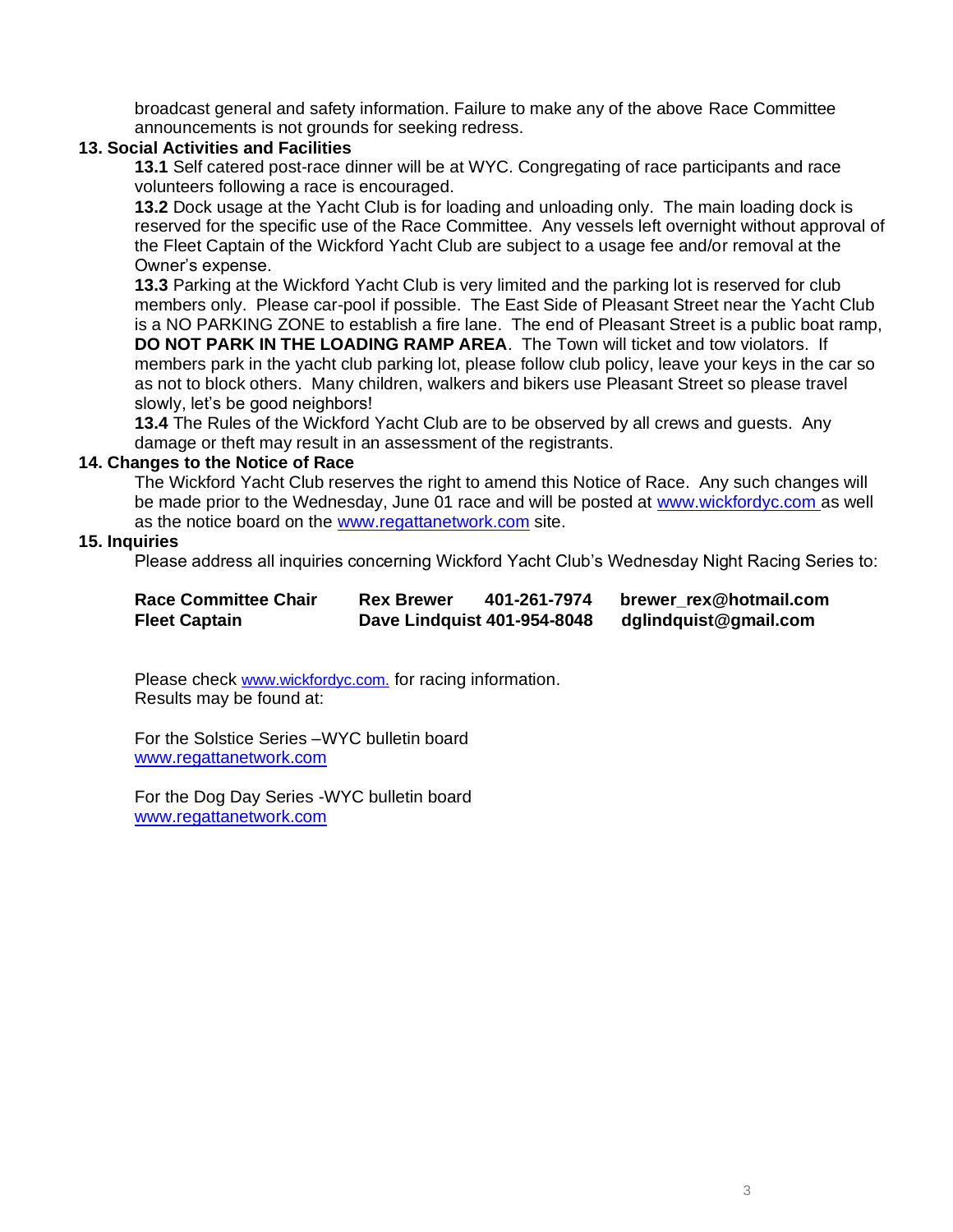broadcast general and safety information. Failure to make any of the above Race Committee announcements is not grounds for seeking redress.

### 13. Social Activities and Facilities

**13.1** Self catered post-race dinner will be at WYC. Congregating of race participants and race volunteers following a race is encouraged.

**13.2** Dock usage at the Yacht Club is for loading and unloading only. The main loading dock is reserved for the specific use of the Race Committee. Any vessels left overnight without approval of the Fleet Captain of the Wickford Yacht Club are subject to a usage fee and/or removal at the Owner's expense.

**13.3** Parking at the Wickford Yacht Club is very limited and the parking lot is reserved for club members only. Please car-pool if possible. The East Side of Pleasant Street near the Yacht Club is a NO PARKING ZONE to establish a fire lane. The end of Pleasant Street is a public boat ramp, **DO NOT PARK IN THE LOADING RAMP AREA**. The Town will ticket and tow violators. If members park in the yacht club parking lot, please follow club policy, leave your keys in the car so as not to block others. Many children, walkers and bikers use Pleasant Street so please travel slowly, let's be good neighbors!

**13.4** The Rules of the Wickford Yacht Club are to be observed by all crews and guests. Any damage or theft may result in an assessment of the registrants.

### 14. Changes to the Notice of Race

The Wickford Yacht Club reserves the right to amend this Notice of Race. Any such changes will be made prior to the Wednesday, June 01 race and will be posted at www.wickfordyc.com as well as the notice board on the www.regattanetwork.com site.

### 15. Inquiries

Please address all inquiries concerning Wickford Yacht Club's Wednesday Night Racing Series to:

| | | | |
|---|---|---|---|
| **Race Committee Chair** | **Rex Brewer** | **401-261-7974** | **brewer_rex@hotmail.com** |
| **Fleet Captain** | **Dave Lindquist** | **401-954-8048** | **dglindquist@gmail.com** |

Please check www.wickfordyc.com. for racing information.
Results may be found at:

For the Solstice Series –WYC bulletin board
www.regattanetwork.com

For the Dog Day Series -WYC bulletin board
www.regattanetwork.com